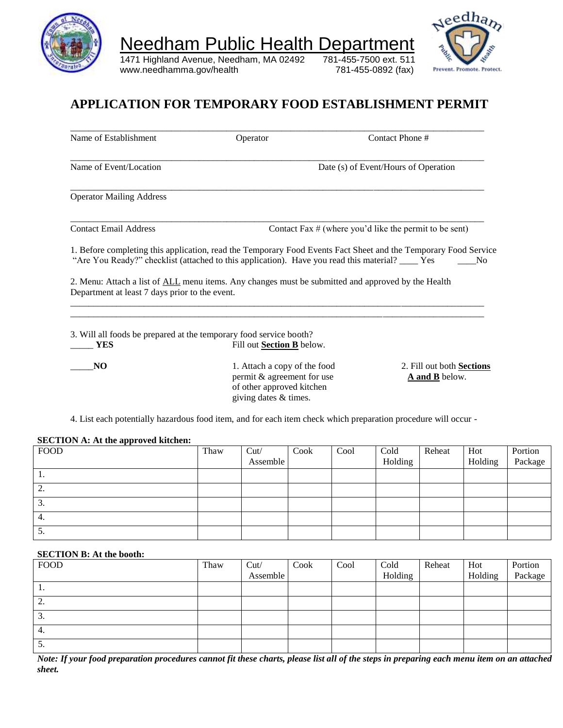# Needham Public Health Department

1471 Highland Avenue, Needham, MA 02492 781-455-7500 ext. 511
www.needhamma.gov/health 781-455-0892 (fax)

Prevent. Promote. Protect.

## APPLICATION FOR TEMPORARY FOOD ESTABLISHMENT PERMIT

\_\_\_\_\_\_\_\_\_\_\_\_\_\_\_\_\_\_\_\_\_\_\_\_\_\_\_\_\_\_\_\_\_\_\_\_\_\_\_\_\_\_\_\_\_\_\_\_\_\_\_\_\_\_\_\_\_\_\_\_\_\_\_\_\_\_\_\_\_\_\_\_\_\_\_\_\_\_

Name of Establishment Operator Contact Phone #

\_\_\_\_\_\_\_\_\_\_\_\_\_\_\_\_\_\_\_\_\_\_\_\_\_\_\_\_\_\_\_\_\_\_\_\_\_\_\_\_\_\_\_\_\_\_\_\_\_\_\_\_\_\_\_\_\_\_\_\_\_\_\_\_\_\_\_\_\_\_\_\_\_\_\_\_\_\_

Name of Event/Location Date (s) of Event/Hours of Operation

\_\_\_\_\_\_\_\_\_\_\_\_\_\_\_\_\_\_\_\_\_\_\_\_\_\_\_\_\_\_\_\_\_\_\_\_\_\_\_\_\_\_\_\_\_\_\_\_\_\_\_\_\_\_\_\_\_\_\_\_\_\_\_\_\_\_\_\_\_\_\_\_\_\_\_\_\_\_

Operator Mailing Address

\_\_\_\_\_\_\_\_\_\_\_\_\_\_\_\_\_\_\_\_\_\_\_\_\_\_\_\_\_\_\_\_\_\_\_\_\_\_\_\_\_\_\_\_\_\_\_\_\_\_\_\_\_\_\_\_\_\_\_\_\_\_\_\_\_\_\_\_\_\_\_\_\_\_\_\_\_\_

Contact Email Address Contact Fax # (where you'd like the permit to be sent)

1. Before completing this application, read the Temporary Food Events Fact Sheet and the Temporary Food Service "Are You Ready?" checklist (attached to this application). Have you read this material? \_\_\_\_ Yes \_\_\_\_No

2. Menu: Attach a list of ALL menu items. Any changes must be submitted and approved by the Health Department at least 7 days prior to the event.

\_\_\_\_\_\_\_\_\_\_\_\_\_\_\_\_\_\_\_\_\_\_\_\_\_\_\_\_\_\_\_\_\_\_\_\_\_\_\_\_\_\_\_\_\_\_\_\_\_\_\_\_\_\_\_\_\_\_\_\_\_\_\_\_\_\_\_\_\_\_\_\_\_\_\_\_\_\_

\_\_\_\_\_\_\_\_\_\_\_\_\_\_\_\_\_\_\_\_\_\_\_\_\_\_\_\_\_\_\_\_\_\_\_\_\_\_\_\_\_\_\_\_\_\_\_\_\_\_\_\_\_\_\_\_\_\_\_\_\_\_\_\_\_\_\_\_\_\_\_\_\_\_\_\_\_\_

3. Will all foods be prepared at the temporary food service booth?

\_\_\_\_\_ **YES** Fill out **Section B** below.

\_\_\_\_\_**NO** 1. Attach a copy of the food permit & agreement for use of other approved kitchen giving dates & times. 2. Fill out both **Sections A and B** below.

4. List each potentially hazardous food item, and for each item check which preparation procedure will occur -

**SECTION A: At the approved kitchen:**

| FOOD | Thaw | Cut/ Assemble | Cook | Cool | Cold Holding | Reheat | Hot Holding | Portion Package |
|---|---|---|---|---|---|---|---|---|
| 1. | | | | | | | | |
| 2. | | | | | | | | |
| 3. | | | | | | | | |
| 4. | | | | | | | | |
| 5. | | | | | | | | |

**SECTION B: At the booth:**

| FOOD | Thaw | Cut/ Assemble | Cook | Cool | Cold Holding | Reheat | Hot Holding | Portion Package |
|---|---|---|---|---|---|---|---|---|
| 1. | | | | | | | | |
| 2. | | | | | | | | |
| 3. | | | | | | | | |
| 4. | | | | | | | | |
| 5. | | | | | | | | |

***Note: If your food preparation procedures cannot fit these charts, please list all of the steps in preparing each menu item on an attached sheet.***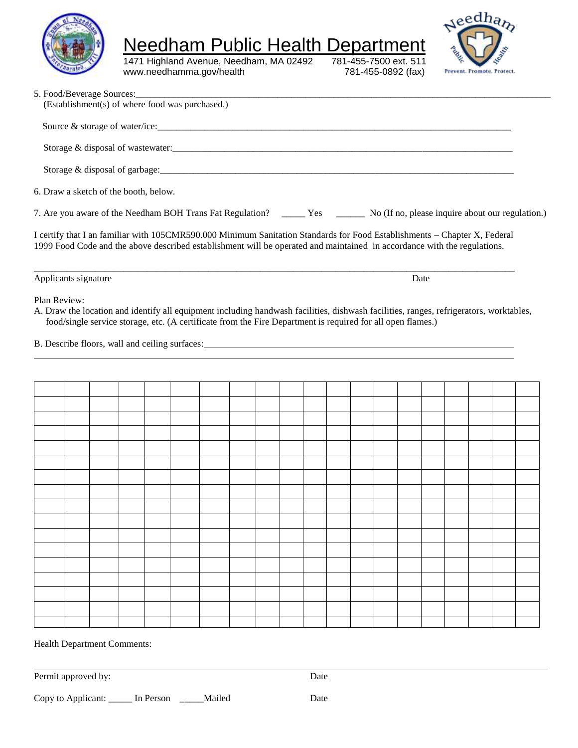# Needham Public Health Department

1471 Highland Avenue, Needham, MA 02492 781-455-7500 ext. 511
www.needhamma.gov/health 781-455-0892 (fax)

5. Food/Beverage Sources:\_\_\_\_\_\_\_\_\_\_\_\_\_\_\_\_\_\_\_\_\_\_\_\_\_\_\_\_\_\_\_\_\_\_\_\_\_\_\_\_
   (Establishment(s) of where food was purchased.)

   Source & storage of water/ice:\_\_\_\_\_\_\_\_\_\_\_\_\_\_\_\_\_\_\_\_\_\_\_\_\_\_\_\_\_\_\_\_\_\_\_\_\_\_\_\_

   Storage & disposal of wastewater:\_\_\_\_\_\_\_\_\_\_\_\_\_\_\_\_\_\_\_\_\_\_\_\_\_\_\_\_\_\_\_\_\_\_\_\_\_\_\_\_

   Storage & disposal of garbage:\_\_\_\_\_\_\_\_\_\_\_\_\_\_\_\_\_\_\_\_\_\_\_\_\_\_\_\_\_\_\_\_\_\_\_\_\_\_\_\_

6. Draw a sketch of the booth, below.

7. Are you aware of the Needham BOH Trans Fat Regulation? \_\_\_\_\_ Yes \_\_\_\_\_\_ No (If no, please inquire about our regulation.)

I certify that I an familiar with 105CMR590.000 Minimum Sanitation Standards for Food Establishments – Chapter X, Federal 1999 Food Code and the above described establishment will be operated and maintained in accordance with the regulations.

\_\_\_\_\_\_\_\_\_\_\_\_\_\_\_\_\_\_\_\_\_\_\_\_\_\_\_\_\_\_\_\_\_\_\_\_\_\_\_\_\_\_\_\_\_\_\_\_\_\_\_\_\_\_\_\_\_\_\_\_\_\_\_\_

Applicants signature Date

Plan Review:

A. Draw the location and identify all equipment including handwash facilities, dishwash facilities, ranges, refrigerators, worktables, food/single service storage, etc. (A certificate from the Fire Department is required for all open flames.)

B. Describe floors, wall and ceiling surfaces:\_\_\_\_\_\_\_\_\_\_\_\_\_\_\_\_\_\_\_\_\_\_\_\_\_\_\_\_\_\_\_\_\_\_\_\_\_\_\_\_

\_\_\_\_\_\_\_\_\_\_\_\_\_\_\_\_\_\_\_\_\_\_\_\_\_\_\_\_\_\_\_\_\_\_\_\_\_\_\_\_\_\_\_\_\_\_\_\_\_\_\_\_\_\_\_\_\_\_\_\_\_\_\_\_

| | | | | | | | | | | | | | | | | | | | |
|---|---|---|---|---|---|---|---|---|---|---|---|---|---|---|---|---|---|---|---|
| | | | | | | | | | | | | | | | | | | | |
| | | | | | | | | | | | | | | | | | | | |
| | | | | | | | | | | | | | | | | | | | |
| | | | | | | | | | | | | | | | | | | | |
| | | | | | | | | | | | | | | | | | | | |
| | | | | | | | | | | | | | | | | | | | |
| | | | | | | | | | | | | | | | | | | | |
| | | | | | | | | | | | | | | | | | | | |
| | | | | | | | | | | | | | | | | | | | |
| | | | | | | | | | | | | | | | | | | | |
| | | | | | | | | | | | | | | | | | | | |
| | | | | | | | | | | | | | | | | | | | |
| | | | | | | | | | | | | | | | | | | | |
| | | | | | | | | | | | | | | | | | | | |
| | | | | | | | | | | | | | | | | | | | |
| | | | | | | | | | | | | | | | | | | | |

Health Department Comments:

\_\_\_\_\_\_\_\_\_\_\_\_\_\_\_\_\_\_\_\_\_\_\_\_\_\_\_\_\_\_\_\_\_\_\_\_\_\_\_\_\_\_\_\_\_\_\_\_\_\_\_\_\_\_\_\_\_\_\_\_\_\_\_\_

Permit approved by: Date

Copy to Applicant: \_\_\_\_\_ In Person \_\_\_\_\_Mailed Date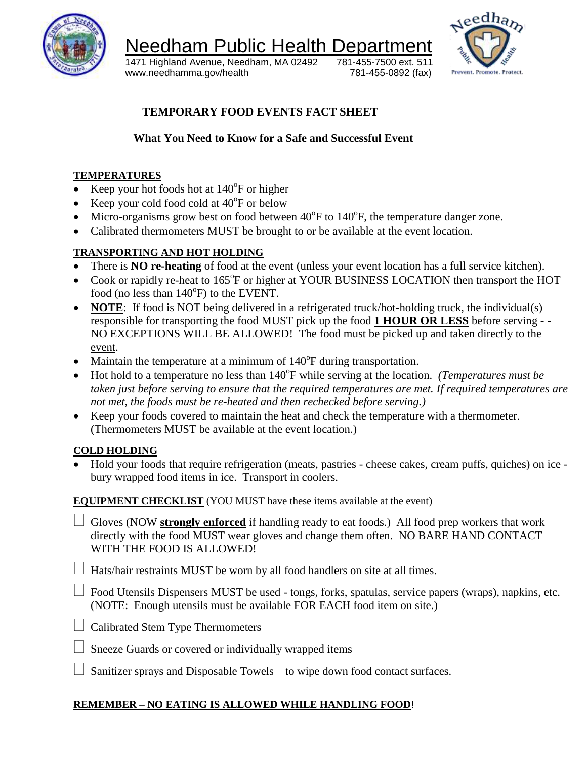# Needham Public Health Department

1471 Highland Avenue, Needham, MA 02492 781-455-7500 ext. 511
www.needhamma.gov/health 781-455-0892 (fax)

## TEMPORARY FOOD EVENTS FACT SHEET

### What You Need to Know for a Safe and Successful Event

**TEMPORARIES**

- Keep your hot foods hot at 140°F or higher
- Keep your cold food cold at 40°F or below
- Micro-organisms grow best on food between 40°F to 140°F, the temperature danger zone.
- Calibrated thermometers MUST be brought to or be available at the event location.

**TRANSPORTING AND HOT HOLDING**

- There is **NO re-heating** of food at the event (unless your event location has a full service kitchen).
- Cook or rapidly re-heat to 165°F or higher at YOUR BUSINESS LOCATION then transport the HOT food (no less than 140°F) to the EVENT.
- **NOTE**: If food is NOT being delivered in a refrigerated truck/hot-holding truck, the individual(s) responsible for transporting the food MUST pick up the food **1 HOUR OR LESS** before serving - - NO EXCEPTIONS WILL BE ALLOWED! The food must be picked up and taken directly to the event.
- Maintain the temperature at a minimum of 140°F during transportation.
- Hot hold to a temperature no less than 140°F while serving at the location. *(Temperatures must be taken just before serving to ensure that the required temperatures are met. If required temperatures are not met, the foods must be re-heated and then rechecked before serving.)*
- Keep your foods covered to maintain the heat and check the temperature with a thermometer. (Thermometers MUST be available at the event location.)

**COLD HOLDING**

- Hold your foods that require refrigeration (meats, pastries - cheese cakes, cream puffs, quiches) on ice - bury wrapped food items in ice. Transport in coolers.

**EQUIPMENT CHECKLIST** (YOU MUST have these items available at the event)

- ☐ Gloves (NOW **strongly enforced** if handling ready to eat foods.) All food prep workers that work directly with the food MUST wear gloves and change them often. NO BARE HAND CONTACT WITH THE FOOD IS ALLOWED!
- ☐ Hats/hair restraints MUST be worn by all food handlers on site at all times.
- ☐ Food Utensils Dispensers MUST be used - tongs, forks, spatulas, service papers (wraps), napkins, etc. (NOTE: Enough utensils must be available FOR EACH food item on site.)
- ☐ Calibrated Stem Type Thermometers
- ☐ Sneeze Guards or covered or individually wrapped items
- ☐ Sanitizer sprays and Disposable Towels – to wipe down food contact surfaces.

**REMEMBER – NO EATING IS ALLOWED WHILE HANDLING FOOD**!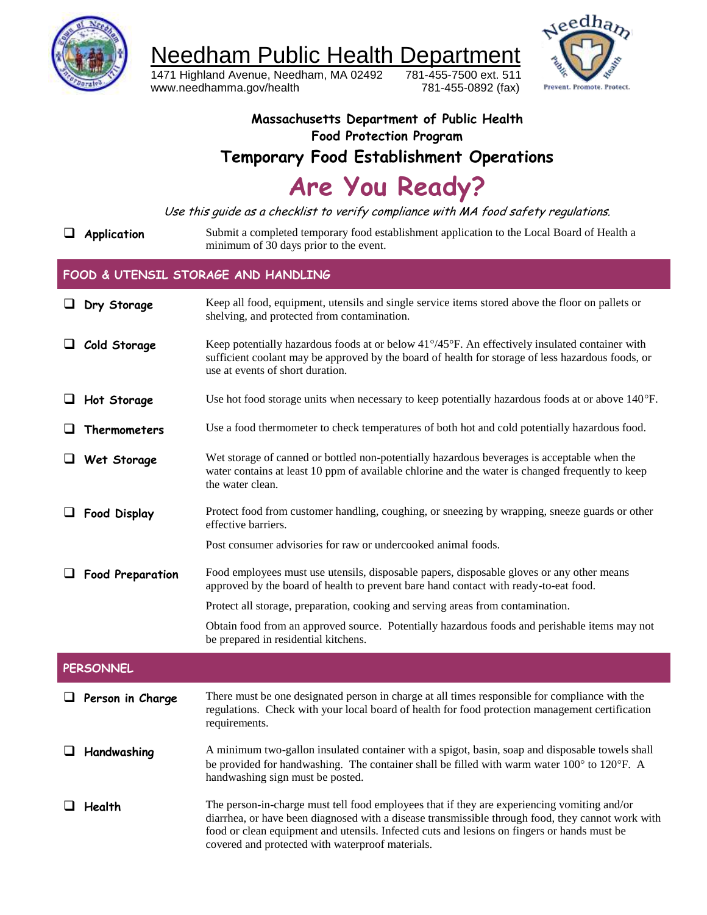# Needham Public Health Department

1471 Highland Avenue, Needham, MA 02492 781-455-7500 ext. 511
www.needhamma.gov/health 781-455-0892 (fax)

**Massachusetts Department of Public Health**
**Food Protection Program**

## Temporary Food Establishment Operations

# Are You Ready?

*Use this guide as a checklist to verify compliance with MA food safety regulations.*

❑ **Application** — Submit a completed temporary food establishment application to the Local Board of Health a minimum of 30 days prior to the event.

## FOOD & UTENSIL STORAGE AND HANDLING

❑ **Dry Storage** — Keep all food, equipment, utensils and single service items stored above the floor on pallets or shelving, and protected from contamination.

❑ **Cold Storage** — Keep potentially hazardous foods at or below 41°/45°F. An effectively insulated container with sufficient coolant may be approved by the board of health for storage of less hazardous foods, or use at events of short duration.

❑ **Hot Storage** — Use hot food storage units when necessary to keep potentially hazardous foods at or above 140°F.

❑ **Thermometers** — Use a food thermometer to check temperatures of both hot and cold potentially hazardous food.

❑ **Wet Storage** — Wet storage of canned or bottled non-potentially hazardous beverages is acceptable when the water contains at least 10 ppm of available chlorine and the water is changed frequently to keep the water clean.

❑ **Food Display** — Protect food from customer handling, coughing, or sneezing by wrapping, sneeze guards or other effective barriers.

Post consumer advisories for raw or undercooked animal foods.

❑ **Food Preparation** — Food employees must use utensils, disposable papers, disposable gloves or any other means approved by the board of health to prevent bare hand contact with ready-to-eat food.

Protect all storage, preparation, cooking and serving areas from contamination.

Obtain food from an approved source. Potentially hazardous foods and perishable items may not be prepared in residential kitchens.

## PERSONNEL

❑ **Person in Charge** — There must be one designated person in charge at all times responsible for compliance with the regulations. Check with your local board of health for food protection management certification requirements.

❑ **Handwashing** — A minimum two-gallon insulated container with a spigot, basin, soap and disposable towels shall be provided for handwashing. The container shall be filled with warm water 100° to 120°F. A handwashing sign must be posted.

❑ **Health** — The person-in-charge must tell food employees that if they are experiencing vomiting and/or diarrhea, or have been diagnosed with a disease transmissible through food, they cannot work with food or clean equipment and utensils. Infected cuts and lesions on fingers or hands must be covered and protected with waterproof materials.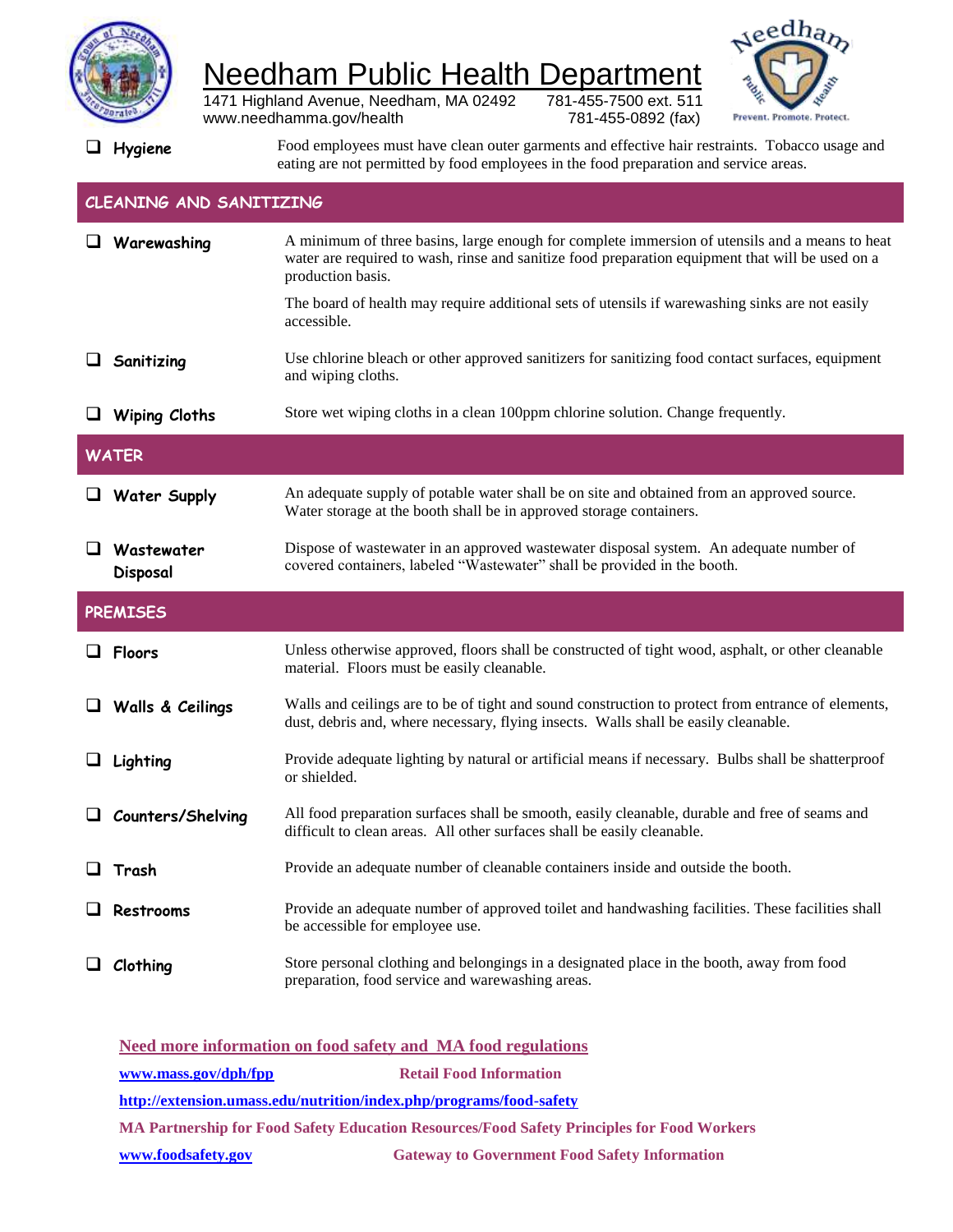# Needham Public Health Department

1471 Highland Avenue, Needham, MA 02492 781-455-7500 ext. 511
www.needhamma.gov/health 781-455-0892 (fax)

Prevent. Promote. Protect.

- ❑ **Hygiene** — Food employees must have clean outer garments and effective hair restraints. Tobacco usage and eating are not permitted by food employees in the food preparation and service areas.

## CLEANING AND SANITIZING

- ❑ **Warewashing** — A minimum of three basins, large enough for complete immersion of utensils and a means to heat water are required to wash, rinse and sanitize food preparation equipment that will be used on a production basis.

  The board of health may require additional sets of utensils if warewashing sinks are not easily accessible.

- ❑ **Sanitizing** — Use chlorine bleach or other approved sanitizers for sanitizing food contact surfaces, equipment and wiping cloths.

- ❑ **Wiping Cloths** — Store wet wiping cloths in a clean 100ppm chlorine solution. Change frequently.

## WATER

- ❑ **Water Supply** — An adequate supply of potable water shall be on site and obtained from an approved source. Water storage at the booth shall be in approved storage containers.

- ❑ **Wastewater Disposal** — Dispose of wastewater in an approved wastewater disposal system. An adequate number of covered containers, labeled "Wastewater" shall be provided in the booth.

## PREMISES

- ❑ **Floors** — Unless otherwise approved, floors shall be constructed of tight wood, asphalt, or other cleanable material. Floors must be easily cleanable.

- ❑ **Walls & Ceilings** — Walls and ceilings are to be of tight and sound construction to protect from entrance of elements, dust, debris and, where necessary, flying insects. Walls shall be easily cleanable.

- ❑ **Lighting** — Provide adequate lighting by natural or artificial means if necessary. Bulbs shall be shatterproof or shielded.

- ❑ **Counters/Shelving** — All food preparation surfaces shall be smooth, easily cleanable, durable and free of seams and difficult to clean areas. All other surfaces shall be easily cleanable.

- ❑ **Trash** — Provide an adequate number of cleanable containers inside and outside the booth.

- ❑ **Restrooms** — Provide an adequate number of approved toilet and handwashing facilities. These facilities shall be accessible for employee use.

- ❑ **Clothing** — Store personal clothing and belongings in a designated place in the booth, away from food preparation, food service and warewashing areas.

**Need more information on food safety and MA food regulations**

**www.mass.gov/dph/fpp** — **Retail Food Information**

**http://extension.umass.edu/nutrition/index.php/programs/food-safety**

**MA Partnership for Food Safety Education Resources/Food Safety Principles for Food Workers**

**www.foodsafety.gov** — **Gateway to Government Food Safety Information**